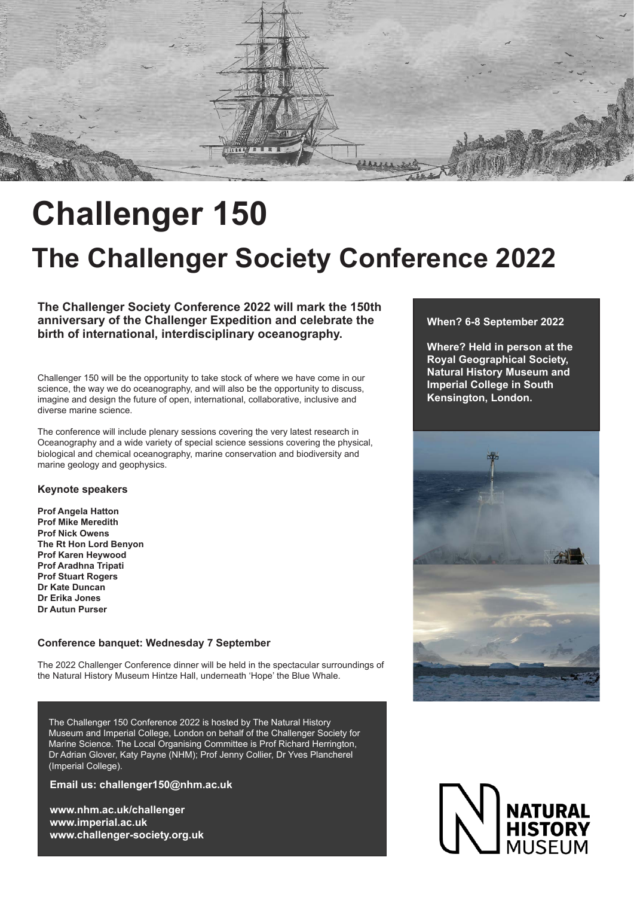# Challenger 150

## The Challenger Society Conference 2022

**The Challenger Society Conference 2022 will mark the 150th anniversary of the Challenger Expedition and celebrate the birth of international, interdisciplinary oceanography.**

**When? 6-8 September 2022**

**Where? Held in person at the Royal Geographical Society, Natural History Museum and Imperial College in South Kensington, London.**

Challenger 150 will be the opportunity to take stock of where we have come in our science, the way we do oceanography, and will also be the opportunity to discuss, imagine and design the future of open, international, collaborative, inclusive and diverse marine science.

The conference will include plenary sessions covering the very latest research in Oceanography and a wide variety of special science sessions covering the physical, biological and chemical oceanography, marine conservation and biodiversity and marine geology and geophysics.

### Keynote speakers

**Prof Angela Hatton**
**Prof Mike Meredith**
**Prof Nick Owens**
**The Rt Hon Lord Benyon**
**Prof Karen Heywood**
**Prof Aradhna Tripati**
**Prof Stuart Rogers**
**Dr Kate Duncan**
**Dr Erika Jones**
**Dr Autun Purser**

### Conference banquet: Wednesday 7 September

The 2022 Challenger Conference dinner will be held in the spectacular surroundings of the Natural History Museum Hintze Hall, underneath 'Hope' the Blue Whale.

The Challenger 150 Conference 2022 is hosted by The Natural History Museum and Imperial College, London on behalf of the Challenger Society for Marine Science. The Local Organising Committee is Prof Richard Herrington, Dr Adrian Glover, Katy Payne (NHM); Prof Jenny Collier, Dr Yves Plancherel (Imperial College).

**Email us: challenger150@nhm.ac.uk**

**www.nhm.ac.uk/challenger**
**www.imperial.ac.uk**
**www.challenger-society.org.uk**

NATURAL HISTORY MUSEUM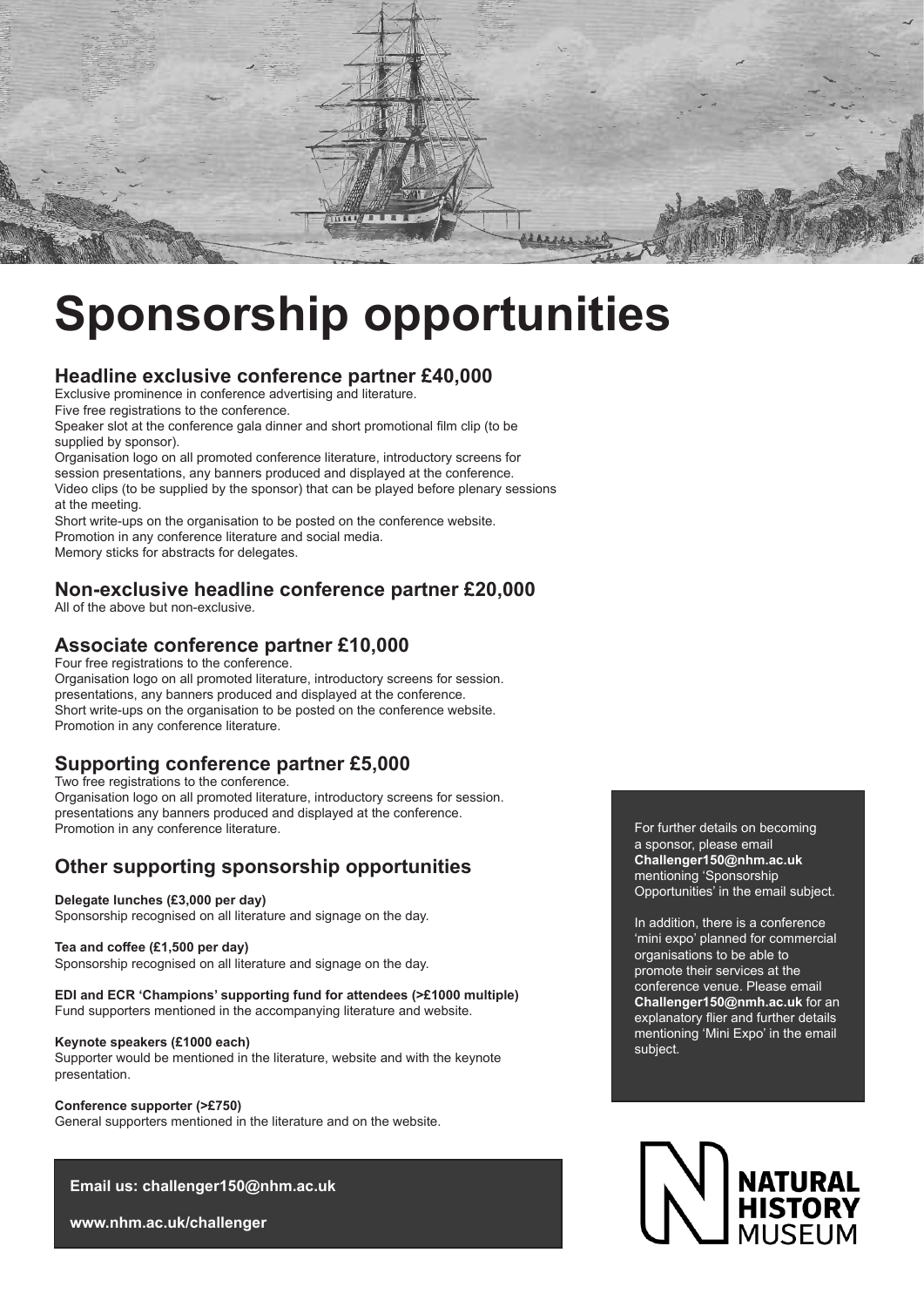# Sponsorship opportunities

## Headline exclusive conference partner £40,000

Exclusive prominence in conference advertising and literature.
Five free registrations to the conference.
Speaker slot at the conference gala dinner and short promotional film clip (to be supplied by sponsor).
Organisation logo on all promoted conference literature, introductory screens for session presentations, any banners produced and displayed at the conference.
Video clips (to be supplied by the sponsor) that can be played before plenary sessions at the meeting.
Short write-ups on the organisation to be posted on the conference website.
Promotion in any conference literature and social media.
Memory sticks for abstracts for delegates.

## Non-exclusive headline conference partner £20,000

All of the above but non-exclusive.

## Associate conference partner £10,000

Four free registrations to the conference.
Organisation logo on all promoted literature, introductory screens for session. presentations, any banners produced and displayed at the conference.
Short write-ups on the organisation to be posted on the conference website.
Promotion in any conference literature.

## Supporting conference partner £5,000

Two free registrations to the conference.
Organisation logo on all promoted literature, introductory screens for session. presentations any banners produced and displayed at the conference.
Promotion in any conference literature.

## Other supporting sponsorship opportunities

**Delegate lunches (£3,000 per day)**
Sponsorship recognised on all literature and signage on the day.

**Tea and coffee (£1,500 per day)**
Sponsorship recognised on all literature and signage on the day.

**EDI and ECR 'Champions' supporting fund for attendees (>£1000 multiple)**
Fund supporters mentioned in the accompanying literature and website.

**Keynote speakers (£1000 each)**
Supporter would be mentioned in the literature, website and with the keynote presentation.

**Conference supporter (>£750)**
General supporters mentioned in the literature and on the website.

For further details on becoming a sponsor, please email **Challenger150@nhm.ac.uk** mentioning 'Sponsorship Opportunities' in the email subject.

In addition, there is a conference 'mini expo' planned for commercial organisations to be able to promote their services at the conference venue. Please email **Challenger150@nmh.ac.uk** for an explanatory flier and further details mentioning 'Mini Expo' in the email subject.

**Email us: challenger150@nhm.ac.uk**

**www.nhm.ac.uk/challenger**

NATURAL HISTORY MUSEUM